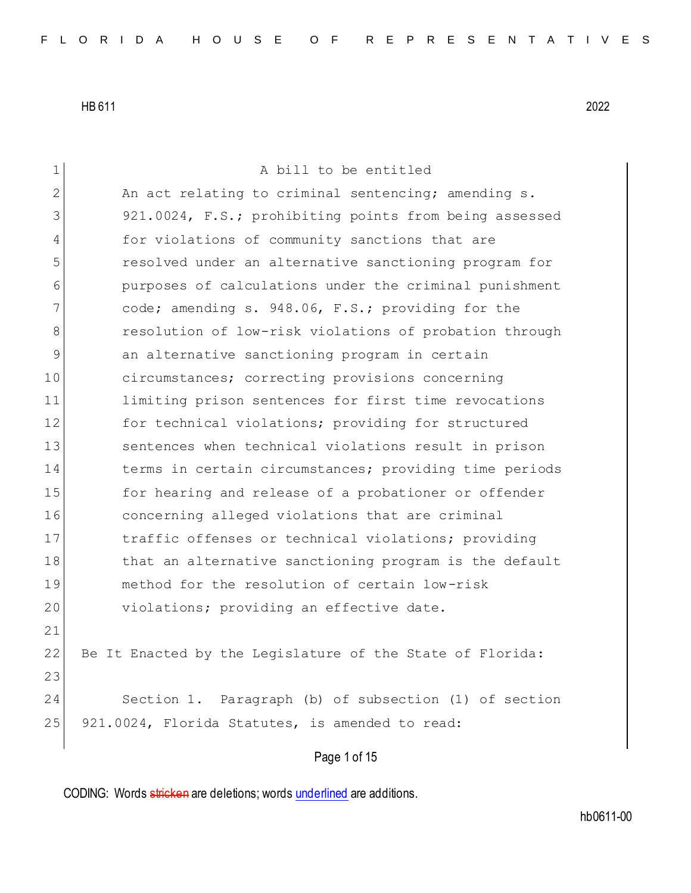HB 611 2022

A bill to be entitled

An act relating to criminal sentencing; amending s. 921.0024, F.S.; prohibiting points from being assessed for violations of community sanctions that are resolved under an alternative sanctioning program for purposes of calculations under the criminal punishment code; amending s. 948.06, F.S.; providing for the resolution of low-risk violations of probation through an alternative sanctioning program in certain circumstances; correcting provisions concerning limiting prison sentences for first time revocations for technical violations; providing for structured sentences when technical violations result in prison terms in certain circumstances; providing time periods for hearing and release of a probationer or offender concerning alleged violations that are criminal traffic offenses or technical violations; providing that an alternative sanctioning program is the default method for the resolution of certain low-risk violations; providing an effective date.

Be It Enacted by the Legislature of the State of Florida:

Section 1. Paragraph (b) of subsection (1) of section 921.0024, Florida Statutes, is amended to read:

CODING: Words ~~stricken~~ are deletions; words underlined are additions.

hb0611-00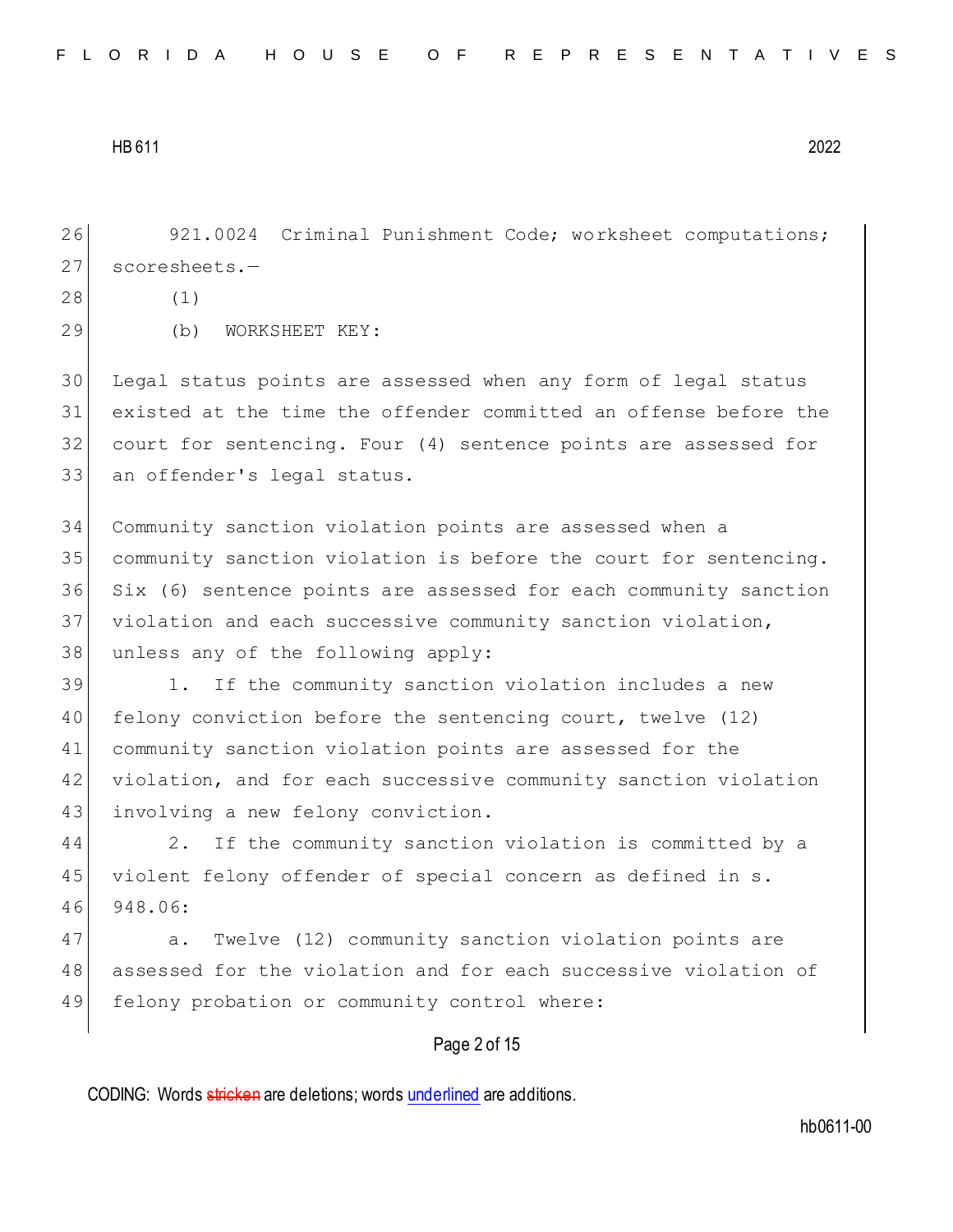921.0024 Criminal Punishment Code; worksheet computations; scoresheets.—

(1)

(b) WORKSHEET KEY:

Legal status points are assessed when any form of legal status existed at the time the offender committed an offense before the court for sentencing. Four (4) sentence points are assessed for an offender's legal status.

Community sanction violation points are assessed when a community sanction violation is before the court for sentencing. Six (6) sentence points are assessed for each community sanction violation and each successive community sanction violation, unless any of the following apply:

1. If the community sanction violation includes a new felony conviction before the sentencing court, twelve (12) community sanction violation points are assessed for the violation, and for each successive community sanction violation involving a new felony conviction.

2. If the community sanction violation is committed by a violent felony offender of special concern as defined in s. 948.06:

a. Twelve (12) community sanction violation points are assessed for the violation and for each successive violation of felony probation or community control where: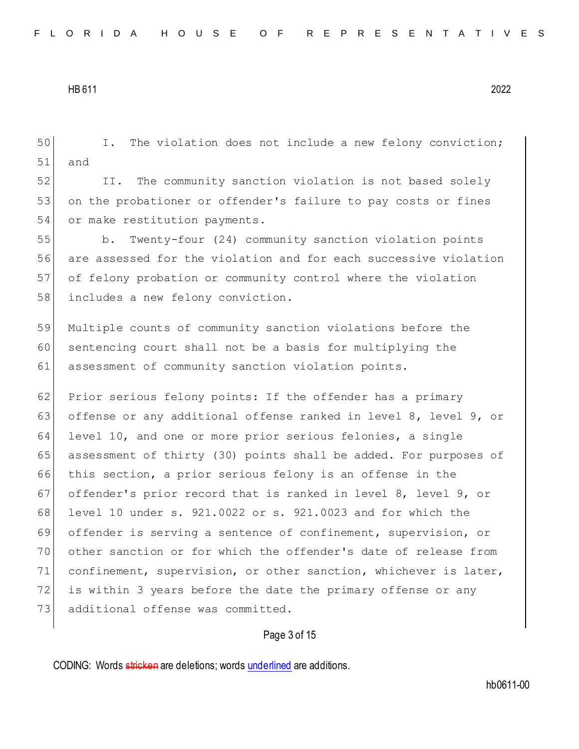I. The violation does not include a new felony conviction; and

II. The community sanction violation is not based solely on the probationer or offender's failure to pay costs or fines or make restitution payments.

b. Twenty-four (24) community sanction violation points are assessed for the violation and for each successive violation of felony probation or community control where the violation includes a new felony conviction.

Multiple counts of community sanction violations before the sentencing court shall not be a basis for multiplying the assessment of community sanction violation points.

Prior serious felony points: If the offender has a primary offense or any additional offense ranked in level 8, level 9, or level 10, and one or more prior serious felonies, a single assessment of thirty (30) points shall be added. For purposes of this section, a prior serious felony is an offense in the offender's prior record that is ranked in level 8, level 9, or level 10 under s. 921.0022 or s. 921.0023 and for which the offender is serving a sentence of confinement, supervision, or other sanction or for which the offender's date of release from confinement, supervision, or other sanction, whichever is later, is within 3 years before the date the primary offense or any additional offense was committed.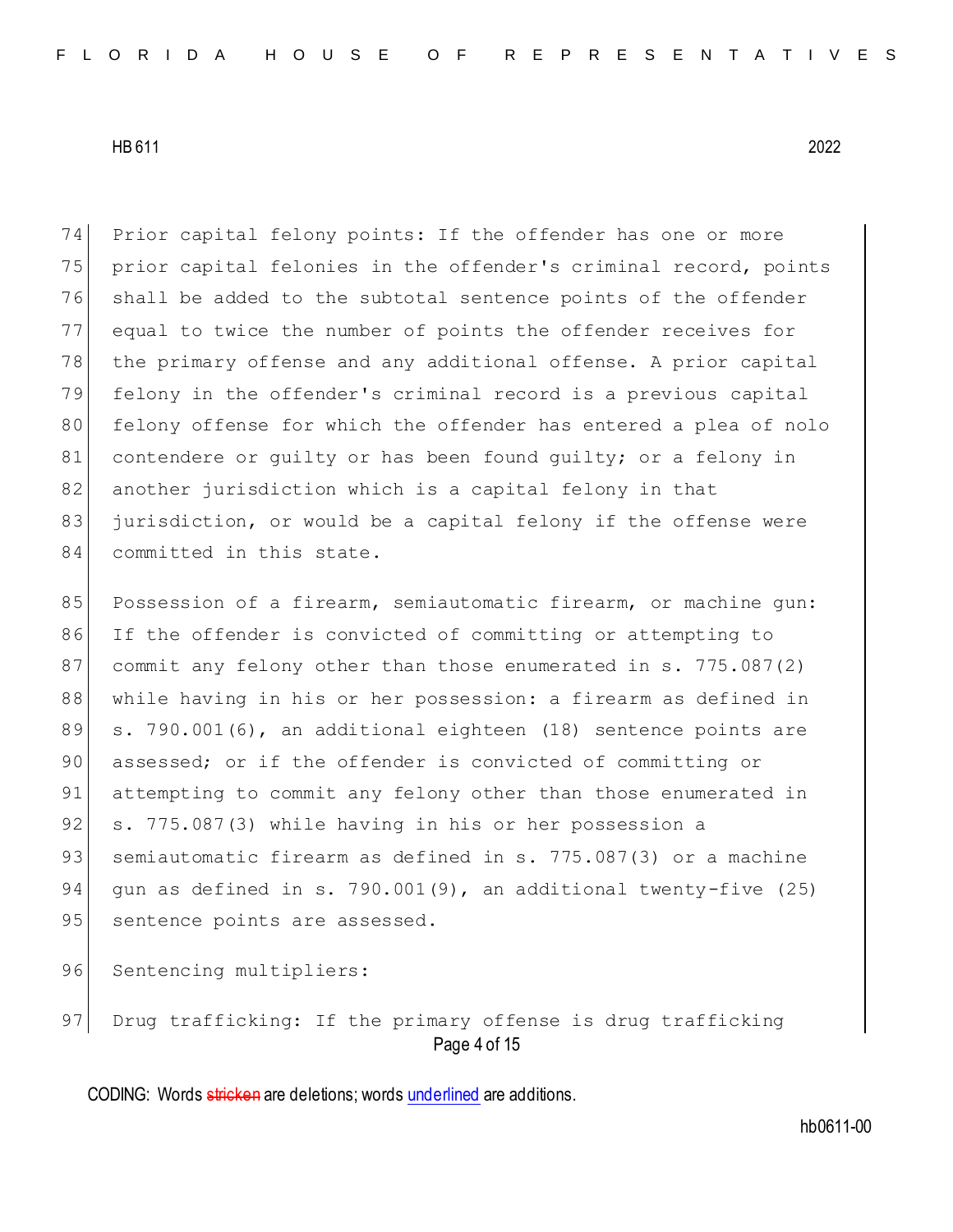Prior capital felony points: If the offender has one or more prior capital felonies in the offender's criminal record, points shall be added to the subtotal sentence points of the offender equal to twice the number of points the offender receives for the primary offense and any additional offense. A prior capital felony in the offender's criminal record is a previous capital felony offense for which the offender has entered a plea of nolo contendere or guilty or has been found guilty; or a felony in another jurisdiction which is a capital felony in that jurisdiction, or would be a capital felony if the offense were committed in this state.

Possession of a firearm, semiautomatic firearm, or machine gun: If the offender is convicted of committing or attempting to commit any felony other than those enumerated in s. 775.087(2) while having in his or her possession: a firearm as defined in s. 790.001(6), an additional eighteen (18) sentence points are assessed; or if the offender is convicted of committing or attempting to commit any felony other than those enumerated in s. 775.087(3) while having in his or her possession a semiautomatic firearm as defined in s. 775.087(3) or a machine gun as defined in s. 790.001(9), an additional twenty-five (25) sentence points are assessed.

Sentencing multipliers:

Drug trafficking: If the primary offense is drug trafficking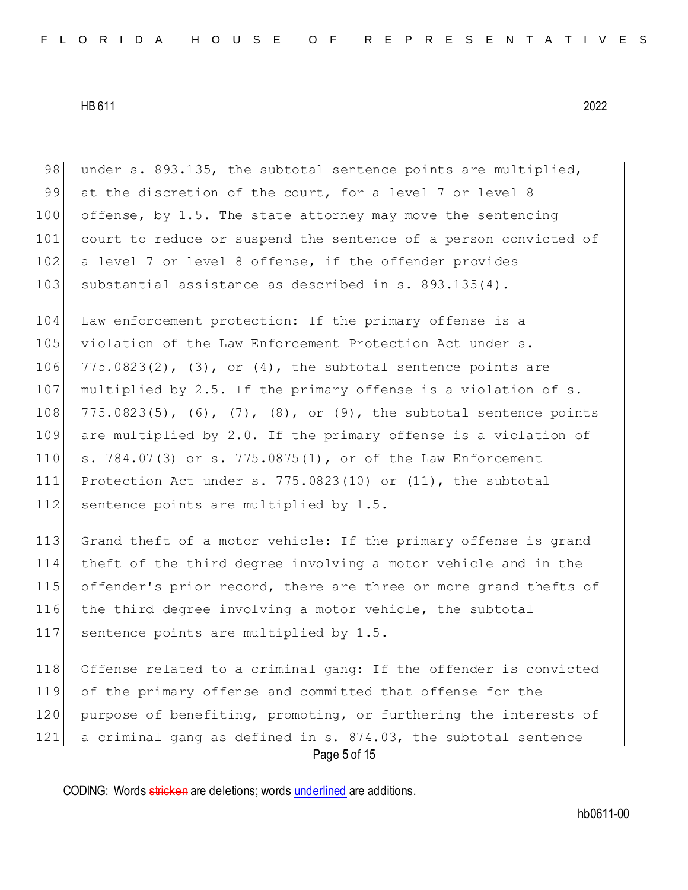under s. 893.135, the subtotal sentence points are multiplied, at the discretion of the court, for a level 7 or level 8 offense, by 1.5. The state attorney may move the sentencing court to reduce or suspend the sentence of a person convicted of a level 7 or level 8 offense, if the offender provides substantial assistance as described in s. 893.135(4).

Law enforcement protection: If the primary offense is a violation of the Law Enforcement Protection Act under s. 775.0823(2), (3), or (4), the subtotal sentence points are multiplied by 2.5. If the primary offense is a violation of s. 775.0823(5), (6), (7), (8), or (9), the subtotal sentence points are multiplied by 2.0. If the primary offense is a violation of s. 784.07(3) or s. 775.0875(1), or of the Law Enforcement Protection Act under s. 775.0823(10) or (11), the subtotal sentence points are multiplied by 1.5.

Grand theft of a motor vehicle: If the primary offense is grand theft of the third degree involving a motor vehicle and in the offender's prior record, there are three or more grand thefts of the third degree involving a motor vehicle, the subtotal sentence points are multiplied by 1.5.

Offense related to a criminal gang: If the offender is convicted of the primary offense and committed that offense for the purpose of benefiting, promoting, or furthering the interests of a criminal gang as defined in s. 874.03, the subtotal sentence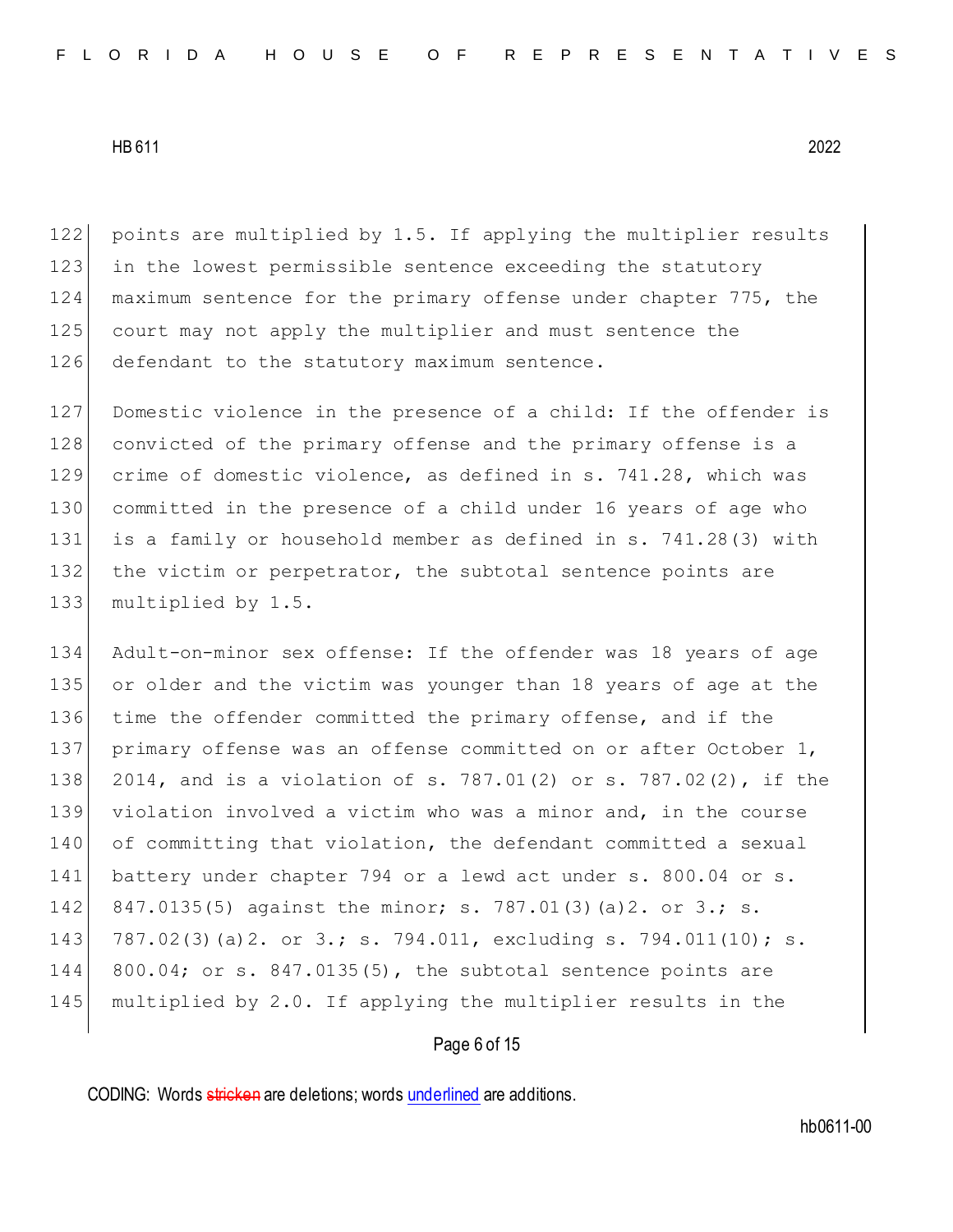points are multiplied by 1.5. If applying the multiplier results in the lowest permissible sentence exceeding the statutory maximum sentence for the primary offense under chapter 775, the court may not apply the multiplier and must sentence the defendant to the statutory maximum sentence.

Domestic violence in the presence of a child: If the offender is convicted of the primary offense and the primary offense is a crime of domestic violence, as defined in s. 741.28, which was committed in the presence of a child under 16 years of age who is a family or household member as defined in s. 741.28(3) with the victim or perpetrator, the subtotal sentence points are multiplied by 1.5.

Adult-on-minor sex offense: If the offender was 18 years of age or older and the victim was younger than 18 years of age at the time the offender committed the primary offense, and if the primary offense was an offense committed on or after October 1, 2014, and is a violation of s. 787.01(2) or s. 787.02(2), if the violation involved a victim who was a minor and, in the course of committing that violation, the defendant committed a sexual battery under chapter 794 or a lewd act under s. 800.04 or s. 847.0135(5) against the minor; s. 787.01(3)(a)2. or 3.; s. 787.02(3)(a)2. or 3.; s. 794.011, excluding s. 794.011(10); s. 800.04; or s. 847.0135(5), the subtotal sentence points are multiplied by 2.0. If applying the multiplier results in the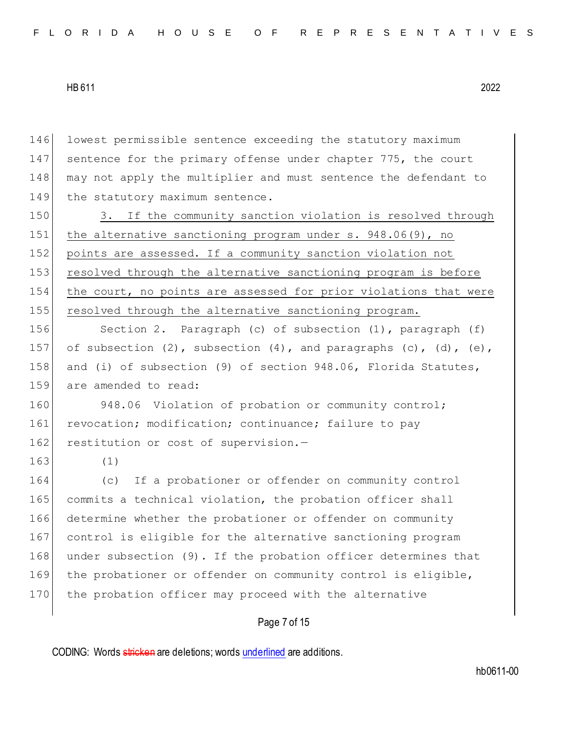lowest permissible sentence exceeding the statutory maximum sentence for the primary offense under chapter 775, the court may not apply the multiplier and must sentence the defendant to the statutory maximum sentence.

<u>3. If the community sanction violation is resolved through the alternative sanctioning program under s. 948.06(9), no points are assessed. If a community sanction violation not resolved through the alternative sanctioning program is before the court, no points are assessed for prior violations that were resolved through the alternative sanctioning program.</u>

Section 2. Paragraph (c) of subsection (1), paragraph (f) of subsection (2), subsection (4), and paragraphs (c), (d), (e), and (i) of subsection (9) of section 948.06, Florida Statutes, are amended to read:

948.06 Violation of probation or community control; revocation; modification; continuance; failure to pay restitution or cost of supervision.—

(1)

(c) If a probationer or offender on community control commits a technical violation, the probation officer shall determine whether the probationer or offender on community control is eligible for the alternative sanctioning program under subsection (9). If the probation officer determines that the probationer or offender on community control is eligible, the probation officer may proceed with the alternative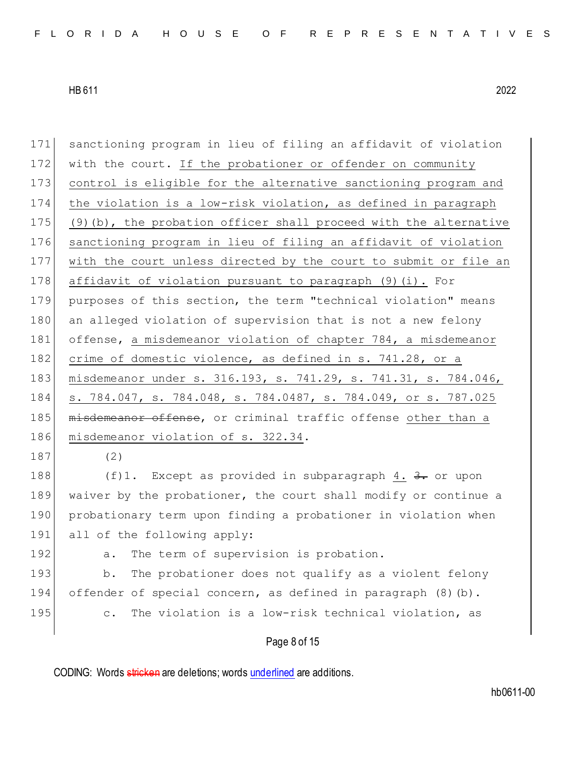171 sanctioning program in lieu of filing an affidavit of violation
172 with the court. <u>If the probationer or offender on community</u>
173 <u>control is eligible for the alternative sanctioning program and</u>
174 <u>the violation is a low-risk violation, as defined in paragraph</u>
175 <u>(9)(b), the probation officer shall proceed with the alternative</u>
176 <u>sanctioning program in lieu of filing an affidavit of violation</u>
177 <u>with the court unless directed by the court to submit or file an</u>
178 <u>affidavit of violation pursuant to paragraph (9)(i).</u> For
179 purposes of this section, the term "technical violation" means
180 an alleged violation of supervision that is not a new felony
181 offense, <u>a misdemeanor violation of chapter 784, a misdemeanor</u>
182 <u>crime of domestic violence, as defined in s. 741.28, or a</u>
183 <u>misdemeanor under s. 316.193, s. 741.29, s. 741.31, s. 784.046,</u>
184 <u>s. 784.047, s. 784.048, s. 784.0487, s. 784.049, or s. 787.025</u>
185 ~~misdemeanor offense~~, or criminal traffic offense <u>other than a</u>
186 <u>misdemeanor violation of s. 322.34</u>.

187 (2)

188 (f)1. Except as provided in subparagraph <u>4.</u> ~~3.~~ or upon
189 waiver by the probationer, the court shall modify or continue a
190 probationary term upon finding a probationer in violation when
191 all of the following apply:

192 a. The term of supervision is probation.

193 b. The probationer does not qualify as a violent felony
194 offender of special concern, as defined in paragraph (8)(b).

195 c. The violation is a low-risk technical violation, as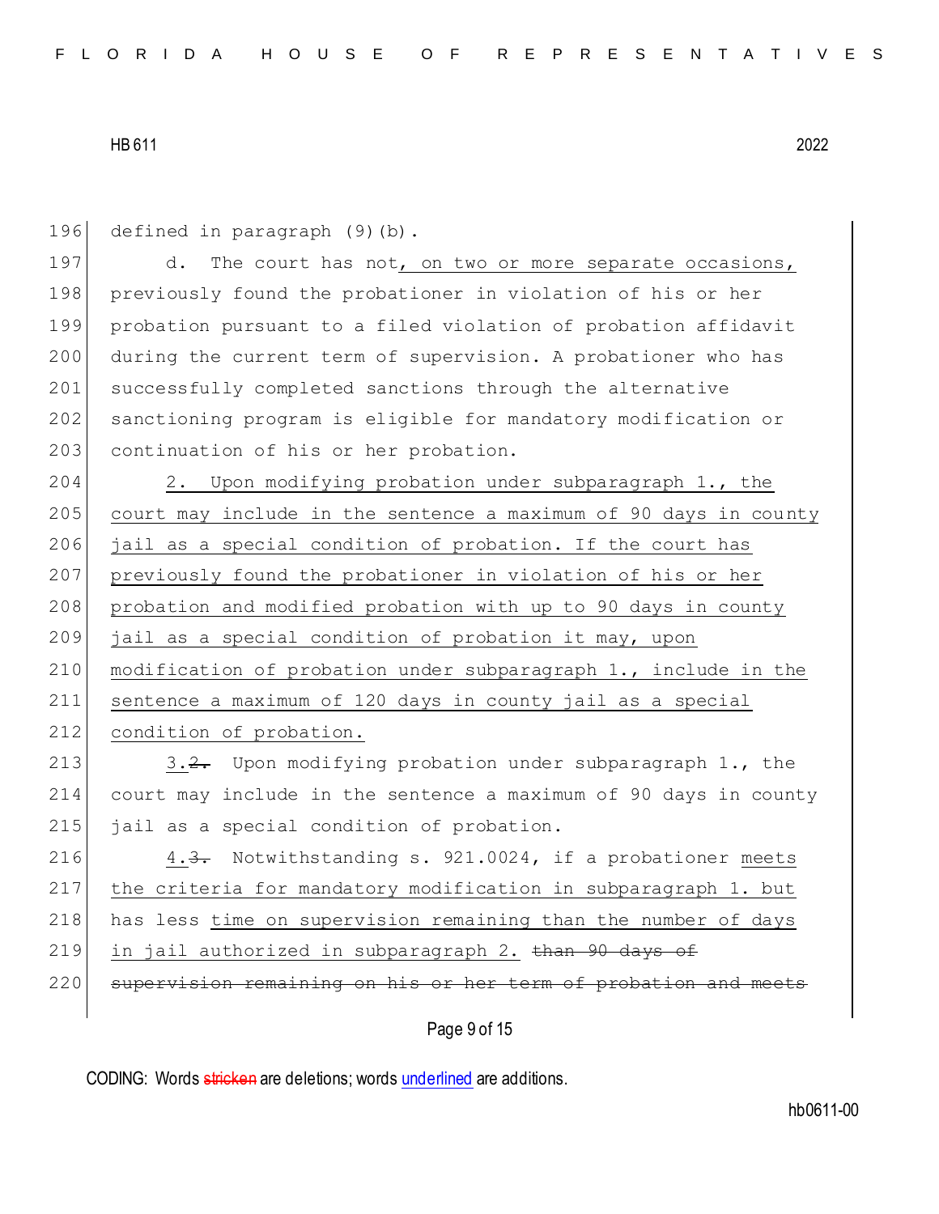defined in paragraph (9)(b).

d. The court has not, on two or more separate occasions, previously found the probationer in violation of his or her probation pursuant to a filed violation of probation affidavit during the current term of supervision. A probationer who has successfully completed sanctions through the alternative sanctioning program is eligible for mandatory modification or continuation of his or her probation.

2. Upon modifying probation under subparagraph 1., the court may include in the sentence a maximum of 90 days in county jail as a special condition of probation. If the court has previously found the probationer in violation of his or her probation and modified probation with up to 90 days in county jail as a special condition of probation it may, upon modification of probation under subparagraph 1., include in the sentence a maximum of 120 days in county jail as a special condition of probation.

3.~~2.~~ Upon modifying probation under subparagraph 1., the court may include in the sentence a maximum of 90 days in county jail as a special condition of probation.

4.~~3.~~ Notwithstanding s. 921.0024, if a probationer meets the criteria for mandatory modification in subparagraph 1. but has less time on supervision remaining than the number of days in jail authorized in subparagraph 2. ~~than 90 days of supervision remaining on his or her term of probation and meets~~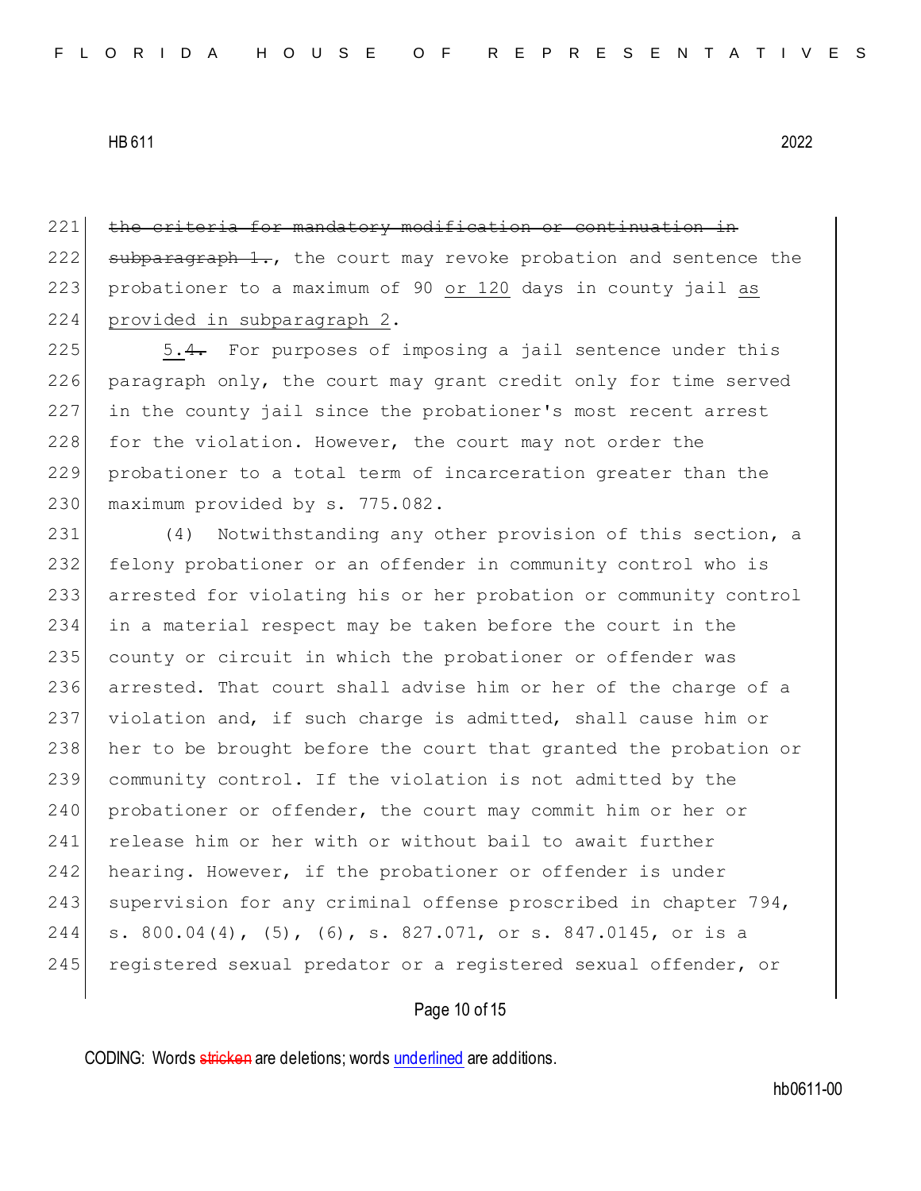~~the criteria for mandatory modification or continuation in subparagraph 1.~~, the court may revoke probation and sentence the probationer to a maximum of 90 <u>or 120</u> days in county jail <u>as provided in subparagraph 2</u>.

<u>5.</u>~~4.~~ For purposes of imposing a jail sentence under this paragraph only, the court may grant credit only for time served in the county jail since the probationer's most recent arrest for the violation. However, the court may not order the probationer to a total term of incarceration greater than the maximum provided by s. 775.082.

(4) Notwithstanding any other provision of this section, a felony probationer or an offender in community control who is arrested for violating his or her probation or community control in a material respect may be taken before the court in the county or circuit in which the probationer or offender was arrested. That court shall advise him or her of the charge of a violation and, if such charge is admitted, shall cause him or her to be brought before the court that granted the probation or community control. If the violation is not admitted by the probationer or offender, the court may commit him or her or release him or her with or without bail to await further hearing. However, if the probationer or offender is under supervision for any criminal offense proscribed in chapter 794, s. 800.04(4), (5), (6), s. 827.071, or s. 847.0145, or is a registered sexual predator or a registered sexual offender, or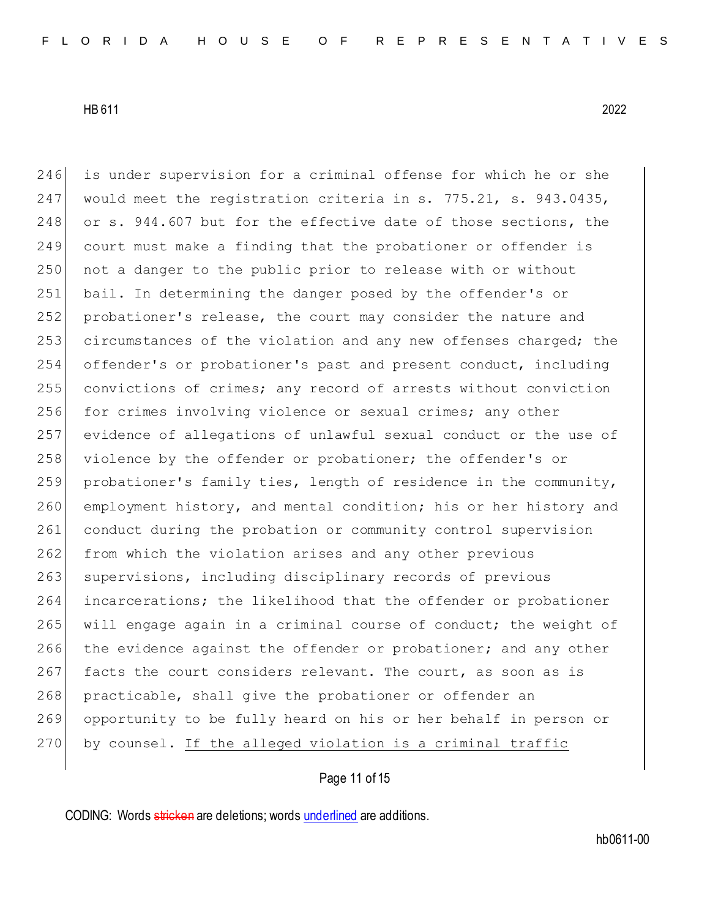is under supervision for a criminal offense for which he or she would meet the registration criteria in s. 775.21, s. 943.0435, or s. 944.607 but for the effective date of those sections, the court must make a finding that the probationer or offender is not a danger to the public prior to release with or without bail. In determining the danger posed by the offender's or probationer's release, the court may consider the nature and circumstances of the violation and any new offenses charged; the offender's or probationer's past and present conduct, including convictions of crimes; any record of arrests without conviction for crimes involving violence or sexual crimes; any other evidence of allegations of unlawful sexual conduct or the use of violence by the offender or probationer; the offender's or probationer's family ties, length of residence in the community, employment history, and mental condition; his or her history and conduct during the probation or community control supervision from which the violation arises and any other previous supervisions, including disciplinary records of previous incarcerations; the likelihood that the offender or probationer will engage again in a criminal course of conduct; the weight of the evidence against the offender or probationer; and any other facts the court considers relevant. The court, as soon as is practicable, shall give the probationer or offender an opportunity to be fully heard on his or her behalf in person or by counsel. <u>If the alleged violation is a criminal traffic</u>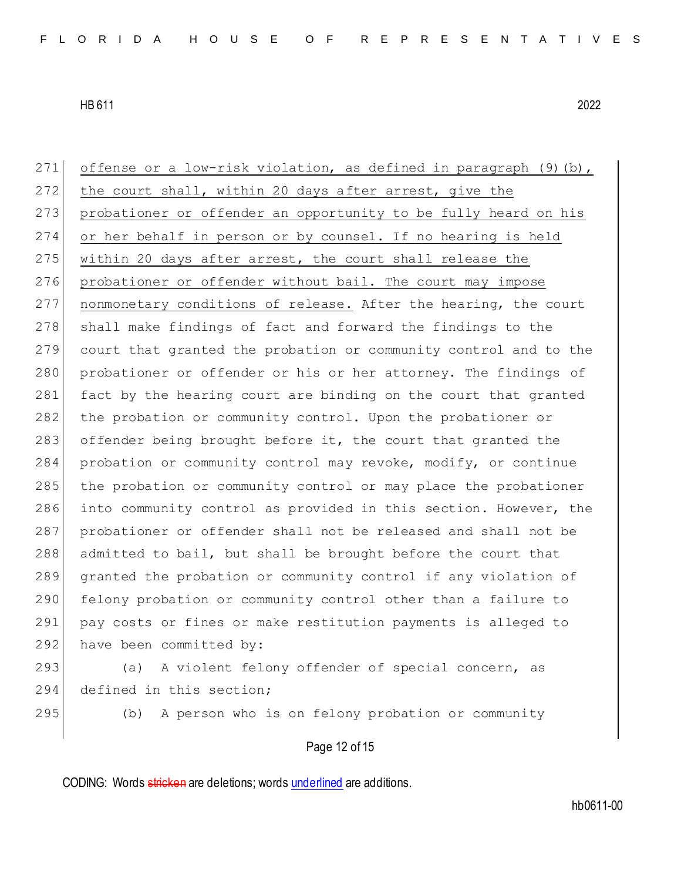offense or a low-risk violation, as defined in paragraph (9)(b), the court shall, within 20 days after arrest, give the probationer or offender an opportunity to be fully heard on his or her behalf in person or by counsel. If no hearing is held within 20 days after arrest, the court shall release the probationer or offender without bail. The court may impose nonmonetary conditions of release. After the hearing, the court shall make findings of fact and forward the findings to the court that granted the probation or community control and to the probationer or offender or his or her attorney. The findings of fact by the hearing court are binding on the court that granted the probation or community control. Upon the probationer or offender being brought before it, the court that granted the probation or community control may revoke, modify, or continue the probation or community control or may place the probationer into community control as provided in this section. However, the probationer or offender shall not be released and shall not be admitted to bail, but shall be brought before the court that granted the probation or community control if any violation of felony probation or community control other than a failure to pay costs or fines or make restitution payments is alleged to have been committed by:

(a) A violent felony offender of special concern, as defined in this section;

(b) A person who is on felony probation or community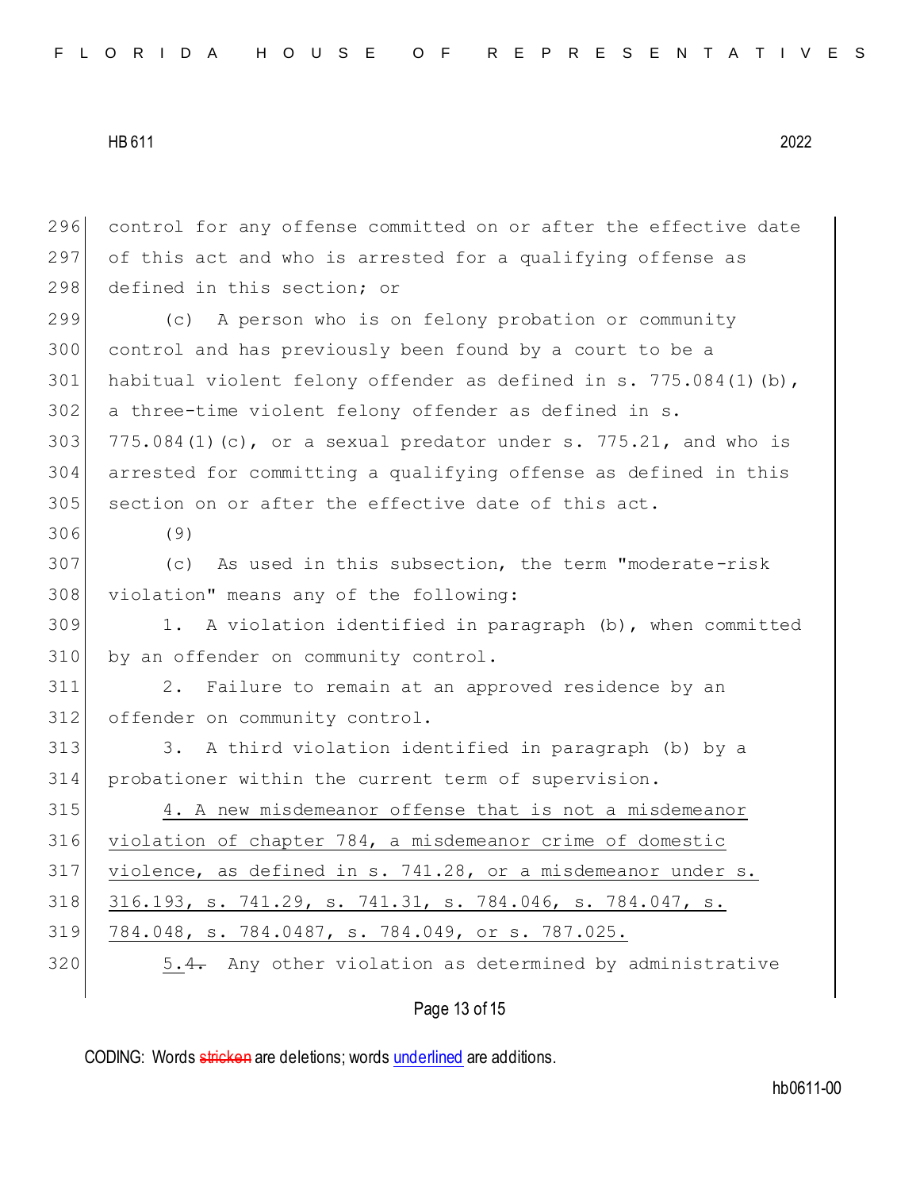control for any offense committed on or after the effective date of this act and who is arrested for a qualifying offense as defined in this section; or

(c) A person who is on felony probation or community control and has previously been found by a court to be a habitual violent felony offender as defined in s. 775.084(1)(b), a three-time violent felony offender as defined in s. 775.084(1)(c), or a sexual predator under s. 775.21, and who is arrested for committing a qualifying offense as defined in this section on or after the effective date of this act.

(9)

(c) As used in this subsection, the term "moderate-risk violation" means any of the following:

1. A violation identified in paragraph (b), when committed by an offender on community control.

2. Failure to remain at an approved residence by an offender on community control.

3. A third violation identified in paragraph (b) by a probationer within the current term of supervision.

<u>4. A new misdemeanor offense that is not a misdemeanor violation of chapter 784, a misdemeanor crime of domestic violence, as defined in s. 741.28, or a misdemeanor under s. 316.193, s. 741.29, s. 741.31, s. 784.046, s. 784.047, s. 784.048, s. 784.0487, s. 784.049, or s. 787.025.</u>

<u>5.</u>~~4.~~ Any other violation as determined by administrative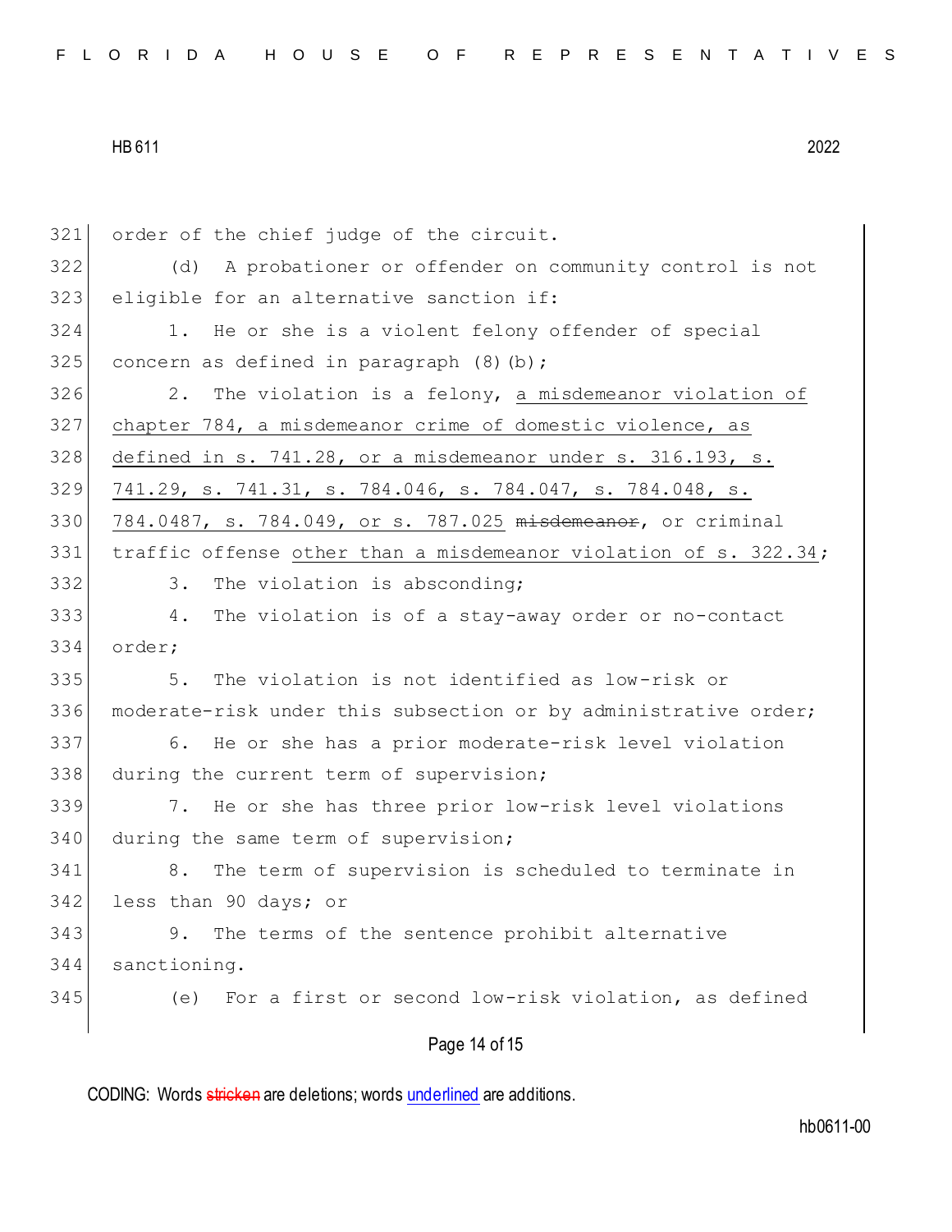order of the chief judge of the circuit.

(d) A probationer or offender on community control is not eligible for an alternative sanction if:

1. He or she is a violent felony offender of special concern as defined in paragraph (8)(b);

2. The violation is a felony, <u>a misdemeanor violation of chapter 784, a misdemeanor crime of domestic violence, as defined in s. 741.28, or a misdemeanor under s. 316.193, s. 741.29, s. 741.31, s. 784.046, s. 784.047, s. 784.048, s. 784.0487, s. 784.049, or s. 787.025</u> ~~misdemeanor~~, or criminal traffic offense <u>other than a misdemeanor violation of s. 322.34</u>;

3. The violation is absconding;

4. The violation is of a stay-away order or no-contact order;

5. The violation is not identified as low-risk or moderate-risk under this subsection or by administrative order;

6. He or she has a prior moderate-risk level violation during the current term of supervision;

7. He or she has three prior low-risk level violations during the same term of supervision;

8. The term of supervision is scheduled to terminate in less than 90 days; or

9. The terms of the sentence prohibit alternative sanctioning.

(e) For a first or second low-risk violation, as defined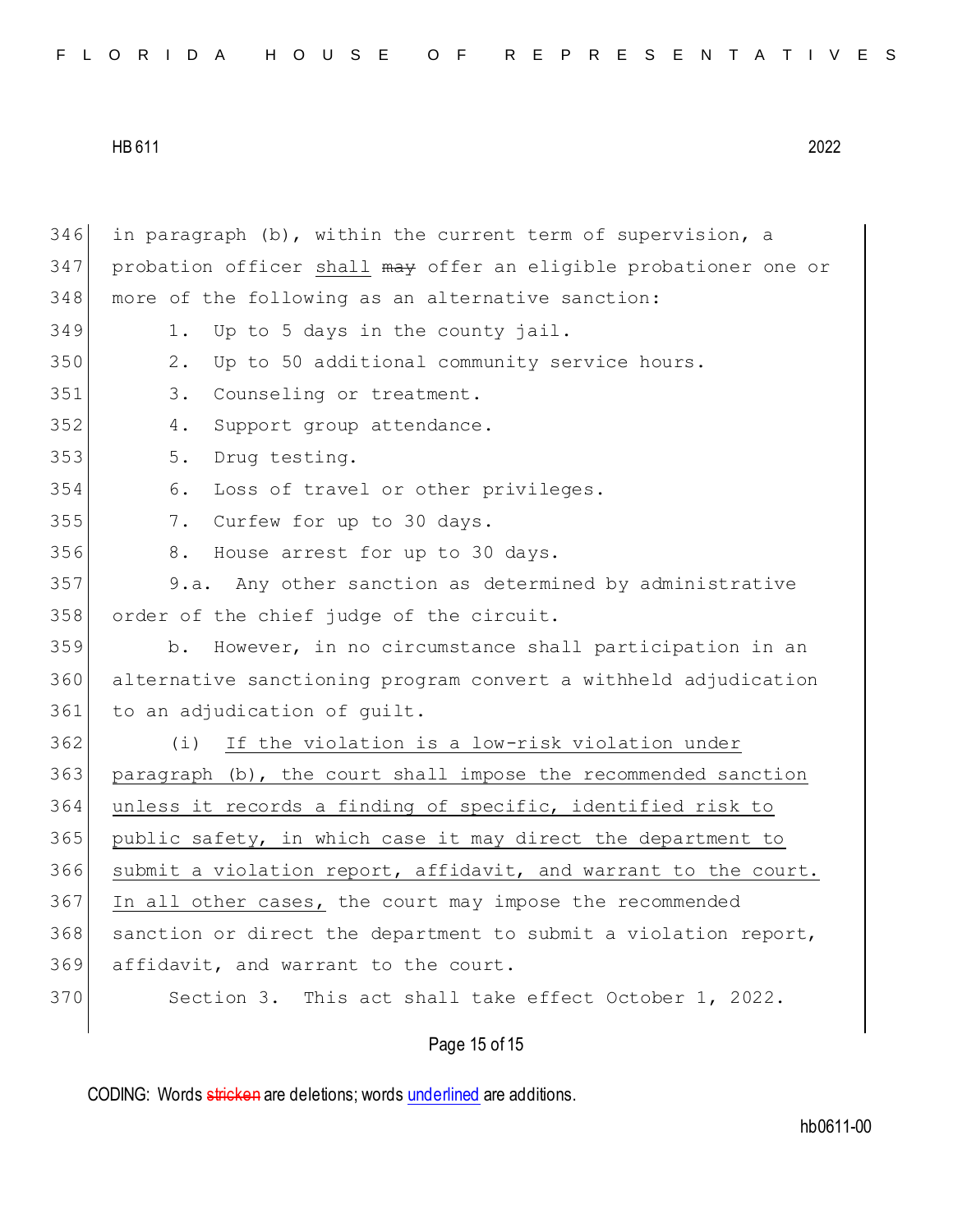346 in paragraph (b), within the current term of supervision, a
347 probation officer shall ~~may~~ offer an eligible probationer one or
348 more of the following as an alternative sanction:

349 1. Up to 5 days in the county jail.

350 2. Up to 50 additional community service hours.

351 3. Counseling or treatment.

352 4. Support group attendance.

353 5. Drug testing.

354 6. Loss of travel or other privileges.

355 7. Curfew for up to 30 days.

356 8. House arrest for up to 30 days.

357 9.a. Any other sanction as determined by administrative
358 order of the chief judge of the circuit.

359 b. However, in no circumstance shall participation in an
360 alternative sanctioning program convert a withheld adjudication
361 to an adjudication of guilt.

362 (i) If the violation is a low-risk violation under
363 paragraph (b), the court shall impose the recommended sanction
364 unless it records a finding of specific, identified risk to
365 public safety, in which case it may direct the department to
366 submit a violation report, affidavit, and warrant to the court.
367 In all other cases, the court may impose the recommended
368 sanction or direct the department to submit a violation report,
369 affidavit, and warrant to the court.

370 Section 3. This act shall take effect October 1, 2022.

CODING: Words ~~stricken~~ are deletions; words underlined are additions.